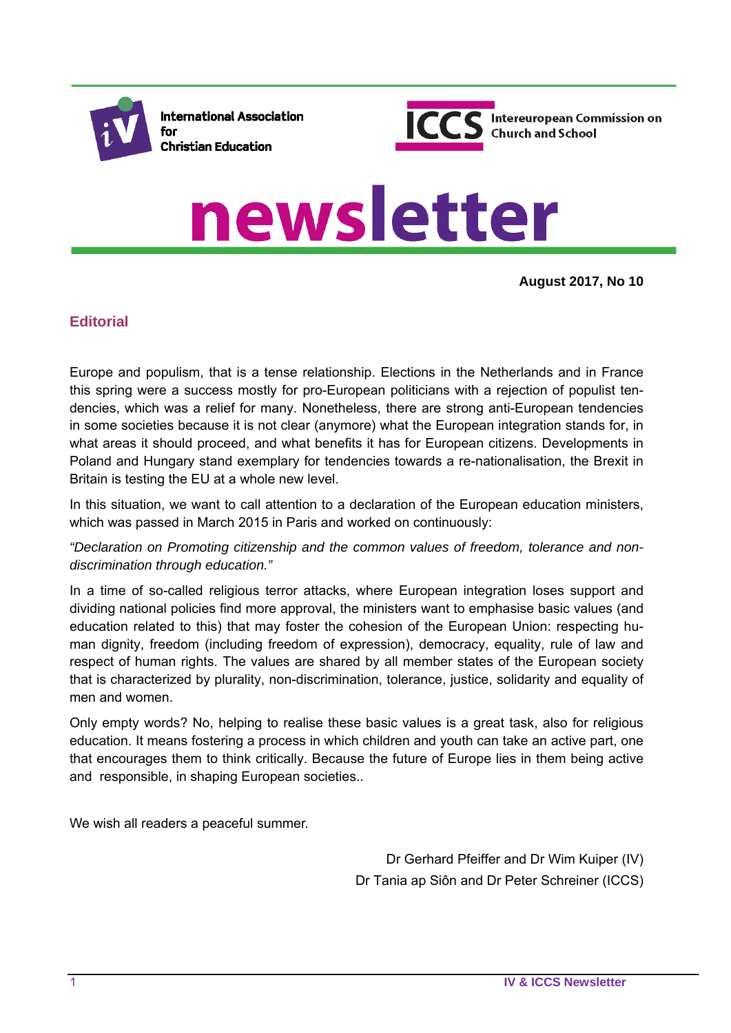International Association for Christian Education

ICCS Intereuropean Commission on Church and School

# newsletter

**August 2017, No 10**

## Editorial

Europe and populism, that is a tense relationship. Elections in the Netherlands and in France this spring were a success mostly for pro-European politicians with a rejection of populist tendencies, which was a relief for many. Nonetheless, there are strong anti-European tendencies in some societies because it is not clear (anymore) what the European integration stands for, in what areas it should proceed, and what benefits it has for European citizens. Developments in Poland and Hungary stand exemplary for tendencies towards a re-nationalisation, the Brexit in Britain is testing the EU at a whole new level.

In this situation, we want to call attention to a declaration of the European education ministers, which was passed in March 2015 in Paris and worked on continuously:

*"Declaration on Promoting citizenship and the common values of freedom, tolerance and non-discrimination through education."*

In a time of so-called religious terror attacks, where European integration loses support and dividing national policies find more approval, the ministers want to emphasise basic values (and education related to this) that may foster the cohesion of the European Union: respecting human dignity, freedom (including freedom of expression), democracy, equality, rule of law and respect of human rights. The values are shared by all member states of the European society that is characterized by plurality, non-discrimination, tolerance, justice, solidarity and equality of men and women.

Only empty words? No, helping to realise these basic values is a great task, also for religious education. It means fostering a process in which children and youth can take an active part, one that encourages them to think critically. Because the future of Europe lies in them being active and responsible, in shaping European societies..

We wish all readers a peaceful summer.

Dr Gerhard Pfeiffer and Dr Wim Kuiper (IV)
Dr Tania ap Siôn and Dr Peter Schreiner (ICCS)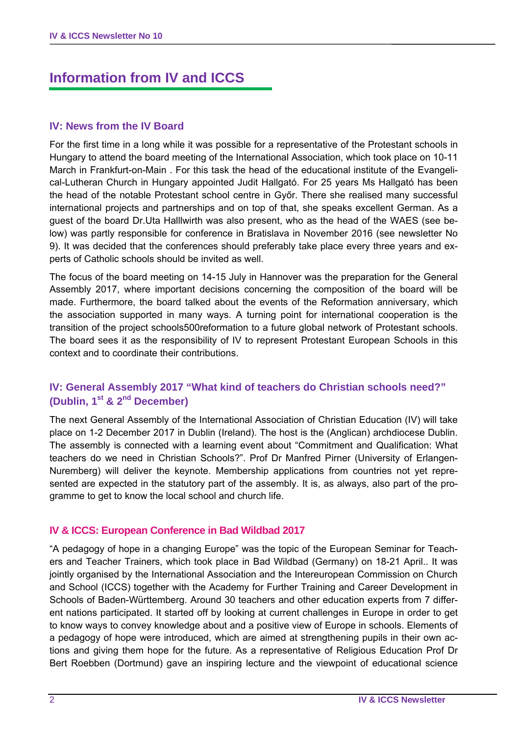# Information from IV and ICCS

## IV: News from the IV Board

For the first time in a long while it was possible for a representative of the Protestant schools in Hungary to attend the board meeting of the International Association, which took place on 10-11 March in Frankfurt-on-Main . For this task the head of the educational institute of the Evangelical-Lutheran Church in Hungary appointed Judit Hallgató. For 25 years Ms Hallgató has been the head of the notable Protestant school centre in Győr. There she realised many successful international projects and partnerships and on top of that, she speaks excellent German. As a guest of the board Dr.Uta Halllwirth was also present, who as the head of the WAES (see below) was partly responsible for conference in Bratislava in November 2016 (see newsletter No 9). It was decided that the conferences should preferably take place every three years and experts of Catholic schools should be invited as well.

The focus of the board meeting on 14-15 July in Hannover was the preparation for the General Assembly 2017, where important decisions concerning the composition of the board will be made. Furthermore, the board talked about the events of the Reformation anniversary, which the association supported in many ways. A turning point for international cooperation is the transition of the project schools500reformation to a future global network of Protestant schools. The board sees it as the responsibility of IV to represent Protestant European Schools in this context and to coordinate their contributions.

## IV: General Assembly 2017 "What kind of teachers do Christian schools need?" (Dublin, 1st & 2nd December)

The next General Assembly of the International Association of Christian Education (IV) will take place on 1-2 December 2017 in Dublin (Ireland). The host is the (Anglican) archdiocese Dublin. The assembly is connected with a learning event about "Commitment and Qualification: What teachers do we need in Christian Schools?". Prof Dr Manfred Pirner (University of Erlangen-Nuremberg) will deliver the keynote. Membership applications from countries not yet represented are expected in the statutory part of the assembly. It is, as always, also part of the programme to get to know the local school and church life.

## IV & ICCS: European Conference in Bad Wildbad 2017

"A pedagogy of hope in a changing Europe" was the topic of the European Seminar for Teachers and Teacher Trainers, which took place in Bad Wildbad (Germany) on 18-21 April.. It was jointly organised by the International Association and the Intereuropean Commission on Church and School (ICCS) together with the Academy for Further Training and Career Development in Schools of Baden-Württemberg. Around 30 teachers and other education experts from 7 different nations participated. It started off by looking at current challenges in Europe in order to get to know ways to convey knowledge about and a positive view of Europe in schools. Elements of a pedagogy of hope were introduced, which are aimed at strengthening pupils in their own actions and giving them hope for the future. As a representative of Religious Education Prof Dr Bert Roebben (Dortmund) gave an inspiring lecture and the viewpoint of educational science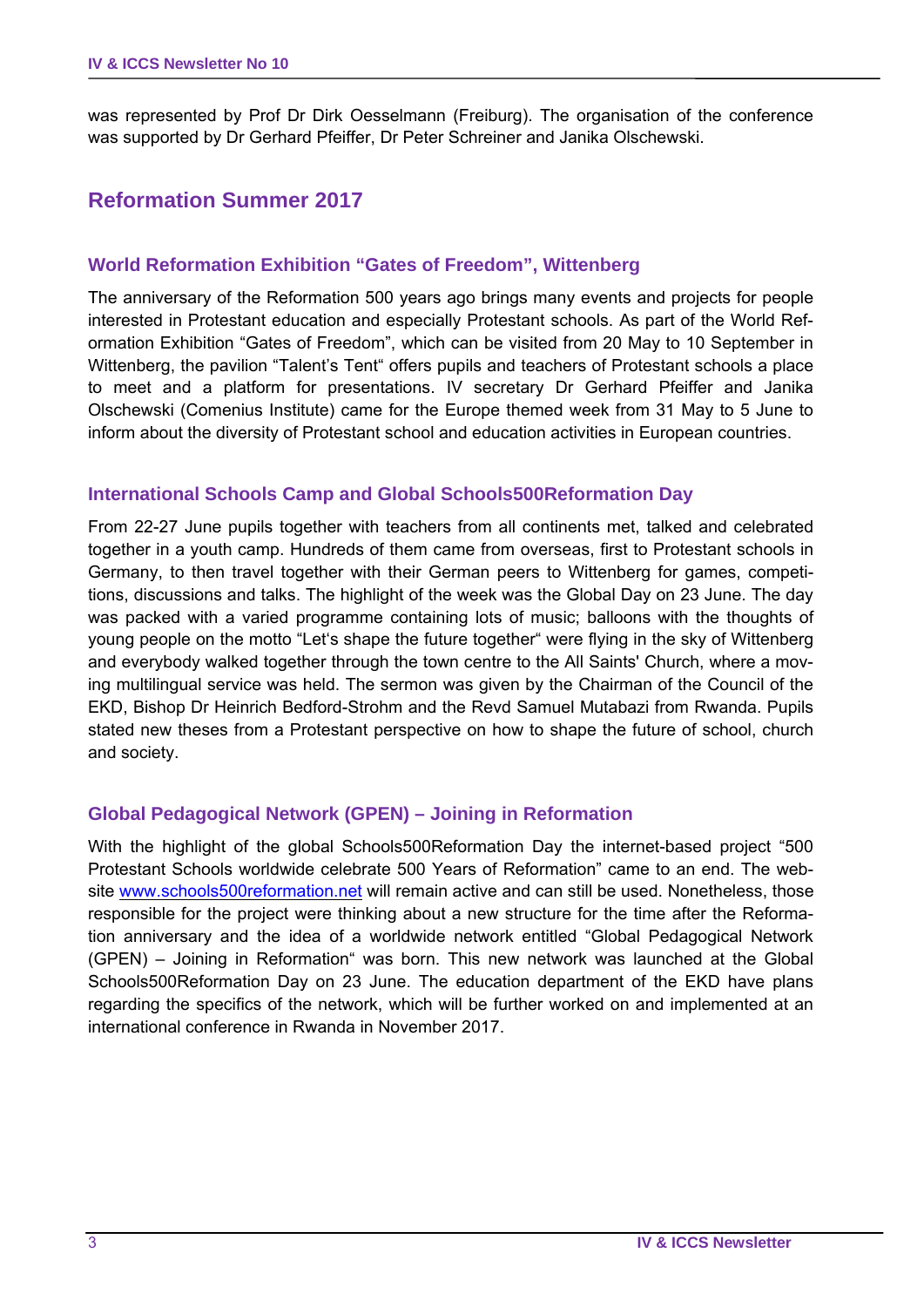was represented by Prof Dr Dirk Oesselmann (Freiburg). The organisation of the conference was supported by Dr Gerhard Pfeiffer, Dr Peter Schreiner and Janika Olschewski.

## Reformation Summer 2017

### World Reformation Exhibition "Gates of Freedom", Wittenberg

The anniversary of the Reformation 500 years ago brings many events and projects for people interested in Protestant education and especially Protestant schools. As part of the World Reformation Exhibition "Gates of Freedom", which can be visited from 20 May to 10 September in Wittenberg, the pavilion "Talent's Tent" offers pupils and teachers of Protestant schools a place to meet and a platform for presentations. IV secretary Dr Gerhard Pfeiffer and Janika Olschewski (Comenius Institute) came for the Europe themed week from 31 May to 5 June to inform about the diversity of Protestant school and education activities in European countries.

### International Schools Camp and Global Schools500Reformation Day

From 22-27 June pupils together with teachers from all continents met, talked and celebrated together in a youth camp. Hundreds of them came from overseas, first to Protestant schools in Germany, to then travel together with their German peers to Wittenberg for games, competitions, discussions and talks. The highlight of the week was the Global Day on 23 June. The day was packed with a varied programme containing lots of music; balloons with the thoughts of young people on the motto "Let's shape the future together" were flying in the sky of Wittenberg and everybody walked together through the town centre to the All Saints' Church, where a moving multilingual service was held. The sermon was given by the Chairman of the Council of the EKD, Bishop Dr Heinrich Bedford-Strohm and the Revd Samuel Mutabazi from Rwanda. Pupils stated new theses from a Protestant perspective on how to shape the future of school, church and society.

### Global Pedagogical Network (GPEN) – Joining in Reformation

With the highlight of the global Schools500Reformation Day the internet-based project "500 Protestant Schools worldwide celebrate 500 Years of Reformation" came to an end. The website www.schools500reformation.net will remain active and can still be used. Nonetheless, those responsible for the project were thinking about a new structure for the time after the Reformation anniversary and the idea of a worldwide network entitled "Global Pedagogical Network (GPEN) – Joining in Reformation" was born. This new network was launched at the Global Schools500Reformation Day on 23 June. The education department of the EKD have plans regarding the specifics of the network, which will be further worked on and implemented at an international conference in Rwanda in November 2017.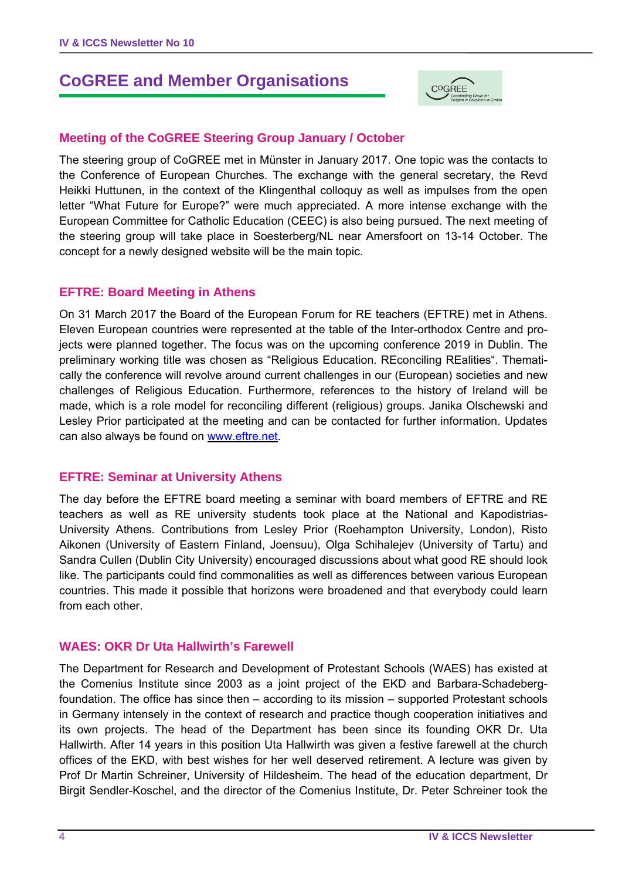## CoGREE and Member Organisations

### Meeting of the CoGREE Steering Group January / October

The steering group of CoGREE met in Münster in January 2017. One topic was the contacts to the Conference of European Churches. The exchange with the general secretary, the Revd Heikki Huttunen, in the context of the Klingenthal colloquy as well as impulses from the open letter "What Future for Europe?" were much appreciated. A more intense exchange with the European Committee for Catholic Education (CEEC) is also being pursued. The next meeting of the steering group will take place in Soesterberg/NL near Amersfoort on 13-14 October. The concept for a newly designed website will be the main topic.

### EFTRE: Board Meeting in Athens

On 31 March 2017 the Board of the European Forum for RE teachers (EFTRE) met in Athens. Eleven European countries were represented at the table of the Inter-orthodox Centre and projects were planned together. The focus was on the upcoming conference 2019 in Dublin. The preliminary working title was chosen as "Religious Education. REconciling REalities". Thematically the conference will revolve around current challenges in our (European) societies and new challenges of Religious Education. Furthermore, references to the history of Ireland will be made, which is a role model for reconciling different (religious) groups. Janika Olschewski and Lesley Prior participated at the meeting and can be contacted for further information. Updates can also always be found on [www.eftre.net](www.eftre.net).

### EFTRE: Seminar at University Athens

The day before the EFTRE board meeting a seminar with board members of EFTRE and RE teachers as well as RE university students took place at the National and Kapodistrias-University Athens. Contributions from Lesley Prior (Roehampton University, London), Risto Aikonen (University of Eastern Finland, Joensuu), Olga Schihalejev (University of Tartu) and Sandra Cullen (Dublin City University) encouraged discussions about what good RE should look like. The participants could find commonalities as well as differences between various European countries. This made it possible that horizons were broadened and that everybody could learn from each other.

### WAES: OKR Dr Uta Hallwirth's Farewell

The Department for Research and Development of Protestant Schools (WAES) has existed at the Comenius Institute since 2003 as a joint project of the EKD and Barbara-Schadeberg-foundation. The office has since then – according to its mission – supported Protestant schools in Germany intensely in the context of research and practice though cooperation initiatives and its own projects. The head of the Department has been since its founding OKR Dr. Uta Hallwirth. After 14 years in this position Uta Hallwirth was given a festive farewell at the church offices of the EKD, with best wishes for her well deserved retirement. A lecture was given by Prof Dr Martin Schreiner, University of Hildesheim. The head of the education department, Dr Birgit Sendler-Koschel, and the director of the Comenius Institute, Dr. Peter Schreiner took the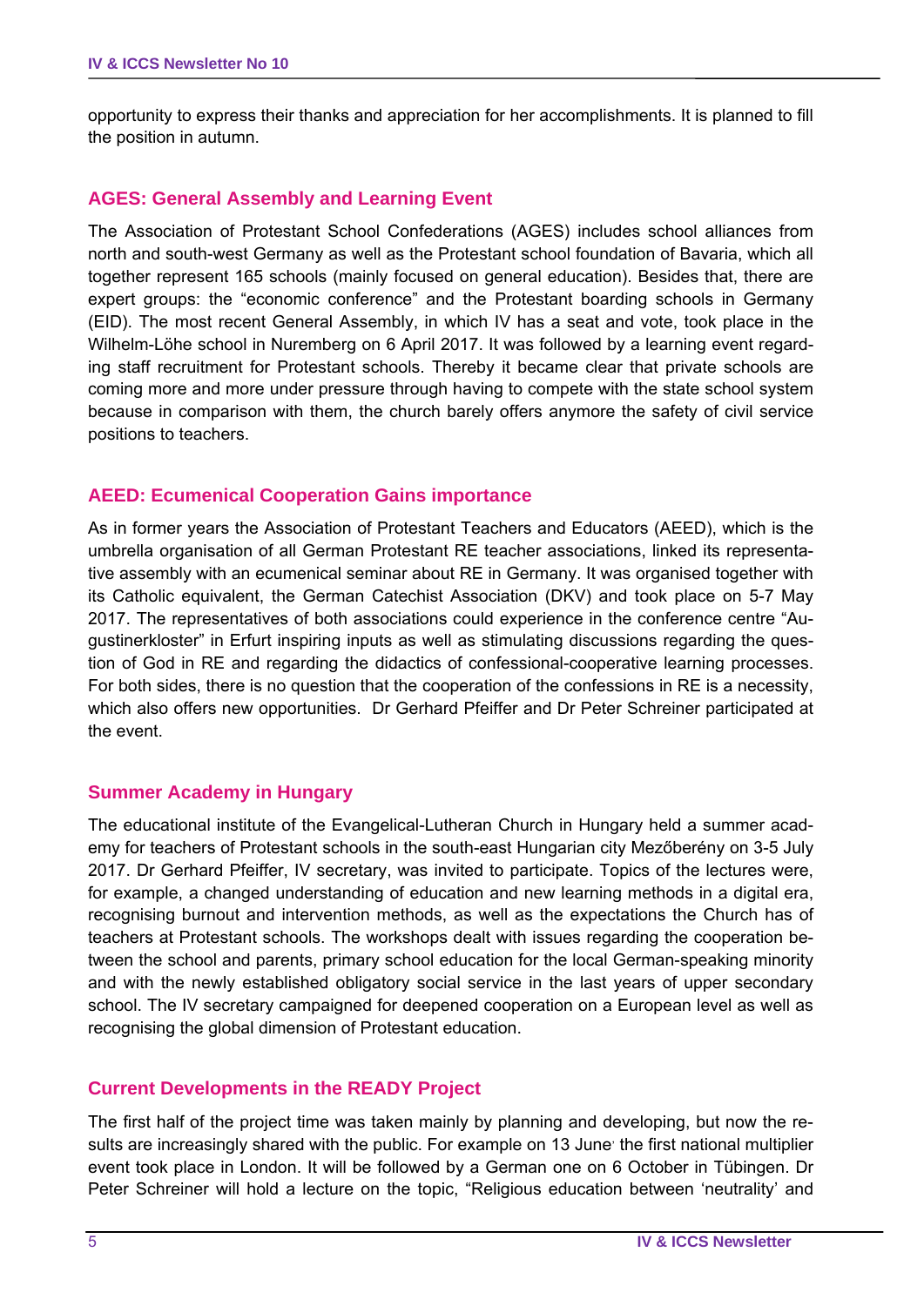opportunity to express their thanks and appreciation for her accomplishments. It is planned to fill the position in autumn.

## AGES: General Assembly and Learning Event

The Association of Protestant School Confederations (AGES) includes school alliances from north and south-west Germany as well as the Protestant school foundation of Bavaria, which all together represent 165 schools (mainly focused on general education). Besides that, there are expert groups: the "economic conference" and the Protestant boarding schools in Germany (EID). The most recent General Assembly, in which IV has a seat and vote, took place in the Wilhelm-Löhe school in Nuremberg on 6 April 2017. It was followed by a learning event regarding staff recruitment for Protestant schools. Thereby it became clear that private schools are coming more and more under pressure through having to compete with the state school system because in comparison with them, the church barely offers anymore the safety of civil service positions to teachers.

## AEED: Ecumenical Cooperation Gains importance

As in former years the Association of Protestant Teachers and Educators (AEED), which is the umbrella organisation of all German Protestant RE teacher associations, linked its representative assembly with an ecumenical seminar about RE in Germany. It was organised together with its Catholic equivalent, the German Catechist Association (DKV) and took place on 5-7 May 2017. The representatives of both associations could experience in the conference centre "Augustinerkloster" in Erfurt inspiring inputs as well as stimulating discussions regarding the question of God in RE and regarding the didactics of confessional-cooperative learning processes. For both sides, there is no question that the cooperation of the confessions in RE is a necessity, which also offers new opportunities. Dr Gerhard Pfeiffer and Dr Peter Schreiner participated at the event.

## Summer Academy in Hungary

The educational institute of the Evangelical-Lutheran Church in Hungary held a summer academy for teachers of Protestant schools in the south-east Hungarian city Mezőberény on 3-5 July 2017. Dr Gerhard Pfeiffer, IV secretary, was invited to participate. Topics of the lectures were, for example, a changed understanding of education and new learning methods in a digital era, recognising burnout and intervention methods, as well as the expectations the Church has of teachers at Protestant schools. The workshops dealt with issues regarding the cooperation between the school and parents, primary school education for the local German-speaking minority and with the newly established obligatory social service in the last years of upper secondary school. The IV secretary campaigned for deepened cooperation on a European level as well as recognising the global dimension of Protestant education.

## Current Developments in the READY Project

The first half of the project time was taken mainly by planning and developing, but now the results are increasingly shared with the public. For example on 13 June the first national multiplier event took place in London. It will be followed by a German one on 6 October in Tübingen. Dr Peter Schreiner will hold a lecture on the topic, "Religious education between 'neutrality' and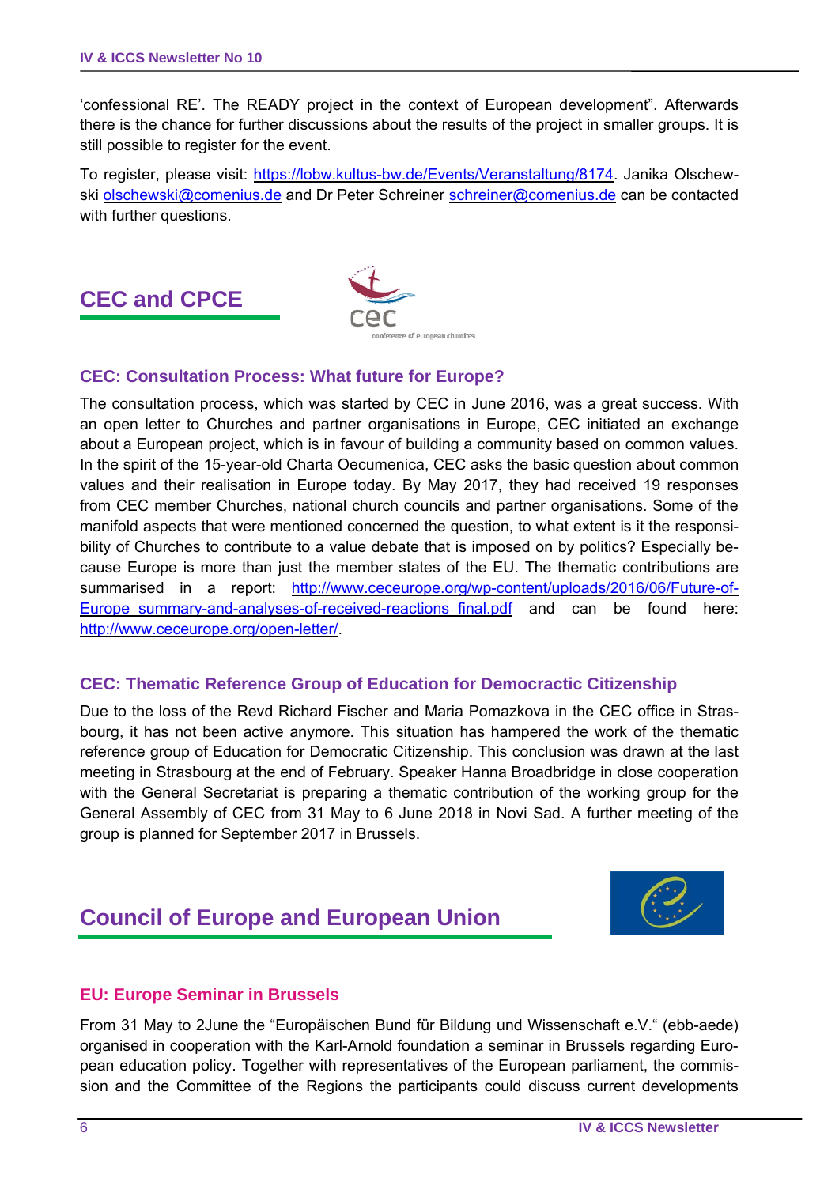'confessional RE'. The READY project in the context of European development". Afterwards there is the chance for further discussions about the results of the project in smaller groups. It is still possible to register for the event.

To register, please visit: https://lobw.kultus-bw.de/Events/Veranstaltung/8174. Janika Olschewski olschewski@comenius.de and Dr Peter Schreiner schreiner@comenius.de can be contacted with further questions.

## CEC and CPCE

### CEC: Consultation Process: What future for Europe?

The consultation process, which was started by CEC in June 2016, was a great success. With an open letter to Churches and partner organisations in Europe, CEC initiated an exchange about a European project, which is in favour of building a community based on common values. In the spirit of the 15-year-old Charta Oecumenica, CEC asks the basic question about common values and their realisation in Europe today. By May 2017, they had received 19 responses from CEC member Churches, national church councils and partner organisations. Some of the manifold aspects that were mentioned concerned the question, to what extent is it the responsibility of Churches to contribute to a value debate that is imposed on by politics? Especially because Europe is more than just the member states of the EU. The thematic contributions are summarised in a report: http://www.ceceurope.org/wp-content/uploads/2016/06/Future-of-Europe_summary-and-analyses-of-received-reactions_final.pdf and can be found here: http://www.ceceurope.org/open-letter/.

### CEC: Thematic Reference Group of Education for Democractic Citizenship

Due to the loss of the Revd Richard Fischer and Maria Pomazkova in the CEC office in Strasbourg, it has not been active anymore. This situation has hampered the work of the thematic reference group of Education for Democratic Citizenship. This conclusion was drawn at the last meeting in Strasbourg at the end of February. Speaker Hanna Broadbridge in close cooperation with the General Secretariat is preparing a thematic contribution of the working group for the General Assembly of CEC from 31 May to 6 June 2018 in Novi Sad. A further meeting of the group is planned for September 2017 in Brussels.

## Council of Europe and European Union

### EU: Europe Seminar in Brussels

From 31 May to 2June the "Europäischen Bund für Bildung und Wissenschaft e.V." (ebb-aede) organised in cooperation with the Karl-Arnold foundation a seminar in Brussels regarding European education policy. Together with representatives of the European parliament, the commission and the Committee of the Regions the participants could discuss current developments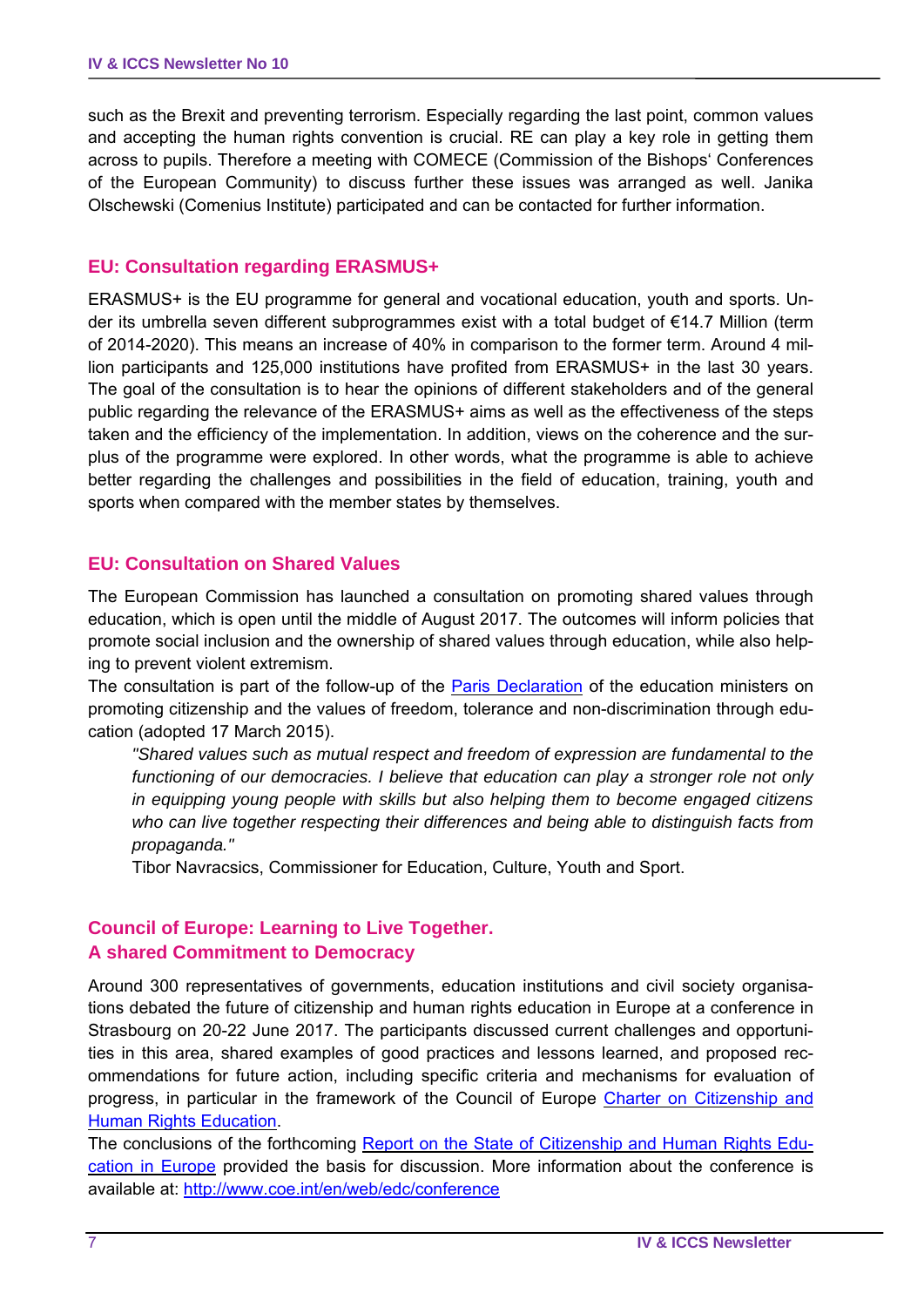such as the Brexit and preventing terrorism. Especially regarding the last point, common values and accepting the human rights convention is crucial. RE can play a key role in getting them across to pupils. Therefore a meeting with COMECE (Commission of the Bishops' Conferences of the European Community) to discuss further these issues was arranged as well. Janika Olschewski (Comenius Institute) participated and can be contacted for further information.

## EU: Consultation regarding ERASMUS+

ERASMUS+ is the EU programme for general and vocational education, youth and sports. Under its umbrella seven different subprogrammes exist with a total budget of €14.7 Million (term of 2014-2020). This means an increase of 40% in comparison to the former term. Around 4 million participants and 125,000 institutions have profited from ERASMUS+ in the last 30 years. The goal of the consultation is to hear the opinions of different stakeholders and of the general public regarding the relevance of the ERASMUS+ aims as well as the effectiveness of the steps taken and the efficiency of the implementation. In addition, views on the coherence and the surplus of the programme were explored. In other words, what the programme is able to achieve better regarding the challenges and possibilities in the field of education, training, youth and sports when compared with the member states by themselves.

## EU: Consultation on Shared Values

The European Commission has launched a consultation on promoting shared values through education, which is open until the middle of August 2017. The outcomes will inform policies that promote social inclusion and the ownership of shared values through education, while also helping to prevent violent extremism.

The consultation is part of the follow-up of the [Paris Declaration] of the education ministers on promoting citizenship and the values of freedom, tolerance and non-discrimination through education (adopted 17 March 2015).

> *"Shared values such as mutual respect and freedom of expression are fundamental to the functioning of our democracies. I believe that education can play a stronger role not only in equipping young people with skills but also helping them to become engaged citizens who can live together respecting their differences and being able to distinguish facts from propaganda."*
>
> Tibor Navracsics, Commissioner for Education, Culture, Youth and Sport.

## Council of Europe: Learning to Live Together. A shared Commitment to Democracy

Around 300 representatives of governments, education institutions and civil society organisations debated the future of citizenship and human rights education in Europe at a conference in Strasbourg on 20-22 June 2017. The participants discussed current challenges and opportunities in this area, shared examples of good practices and lessons learned, and proposed recommendations for future action, including specific criteria and mechanisms for evaluation of progress, in particular in the framework of the Council of Europe [Charter on Citizenship and Human Rights Education].

The conclusions of the forthcoming [Report on the State of Citizenship and Human Rights Education in Europe] provided the basis for discussion. More information about the conference is available at: http://www.coe.int/en/web/edc/conference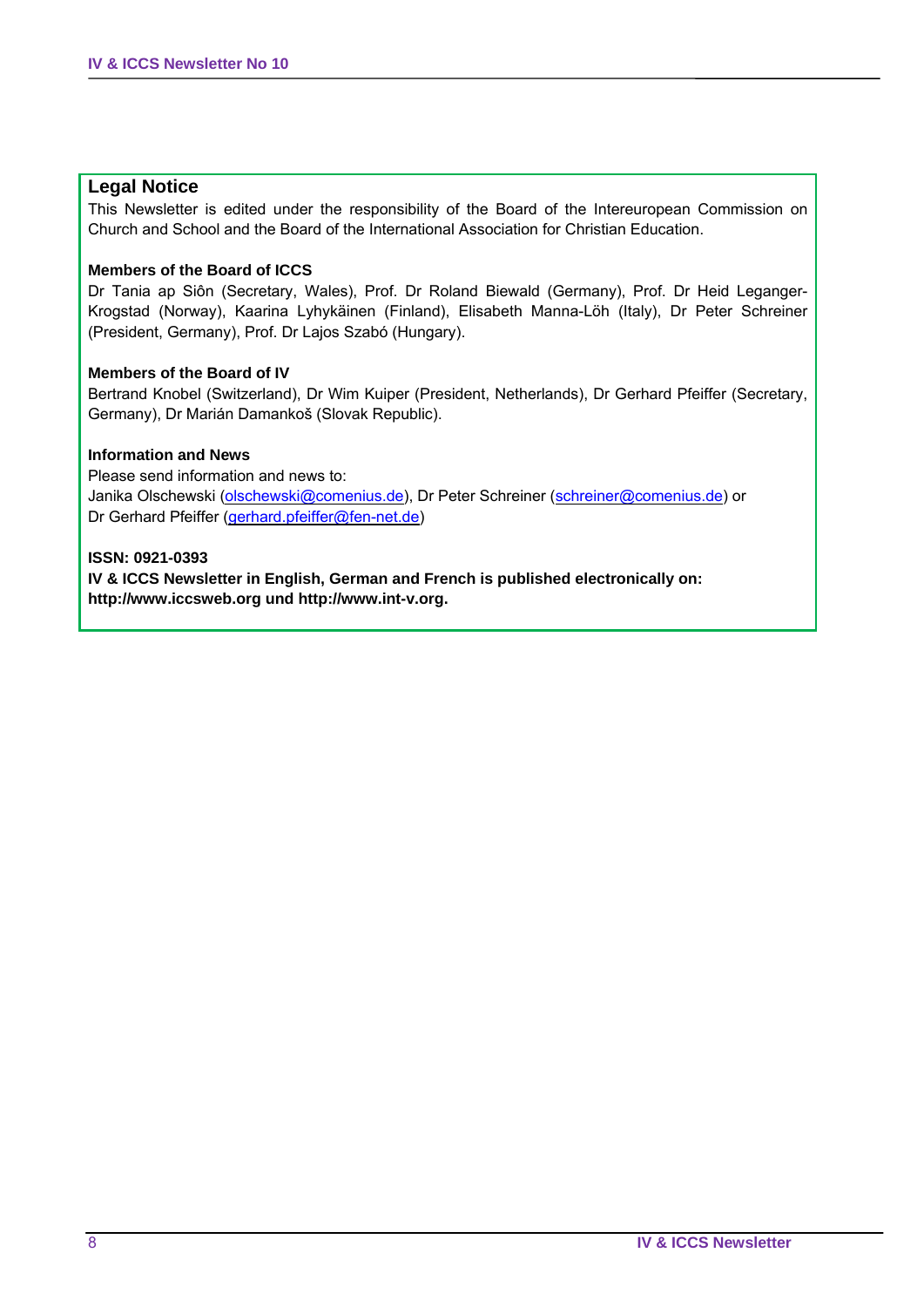## Legal Notice

This Newsletter is edited under the responsibility of the Board of the Intereuropean Commission on Church and School and the Board of the International Association for Christian Education.

**Members of the Board of ICCS**

Dr Tania ap Siôn (Secretary, Wales), Prof. Dr Roland Biewald (Germany), Prof. Dr Heid Leganger-Krogstad (Norway), Kaarina Lyhykäinen (Finland), Elisabeth Manna-Löh (Italy), Dr Peter Schreiner (President, Germany), Prof. Dr Lajos Szabó (Hungary).

**Members of the Board of IV**

Bertrand Knobel (Switzerland), Dr Wim Kuiper (President, Netherlands), Dr Gerhard Pfeiffer (Secretary, Germany), Dr Marián Damankoš (Slovak Republic).

**Information and News**

Please send information and news to:
Janika Olschewski (olschewski@comenius.de), Dr Peter Schreiner (schreiner@comenius.de) or
Dr Gerhard Pfeiffer (gerhard.pfeiffer@fen-net.de)

**ISSN: 0921-0393**
**IV & ICCS Newsletter in English, German and French is published electronically on:**
**http://www.iccsweb.org und http://www.int-v.org.**